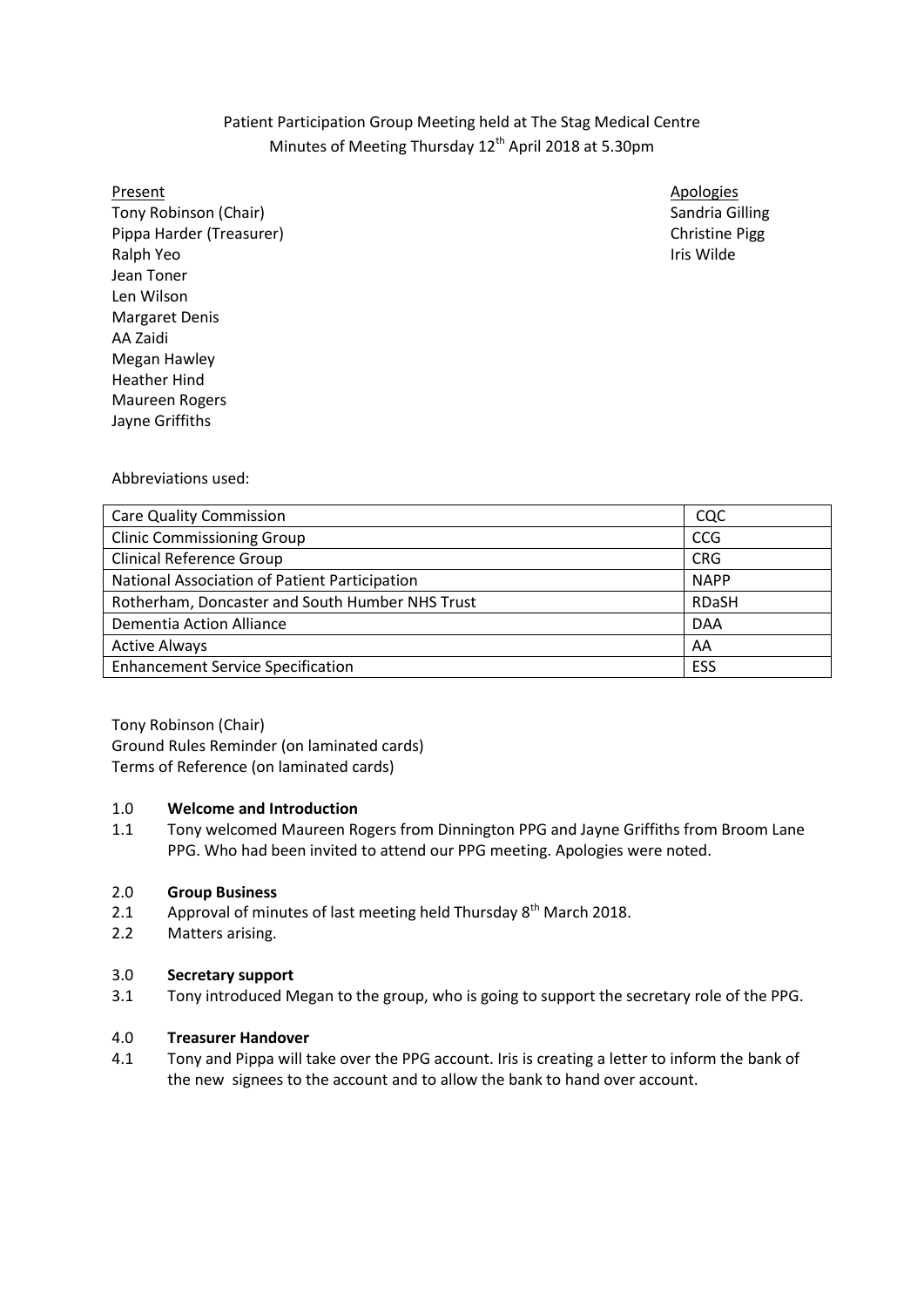Patient Participation Group Meeting held at The Stag Medical Centre
Minutes of Meeting Thursday 12th April 2018 at 5.30pm

**Present**
Tony Robinson (Chair)
Pippa Harder (Treasurer)
Ralph Yeo
Jean Toner
Len Wilson
Margaret Denis
AA Zaidi
Megan Hawley
Heather Hind
Maureen Rogers
Jayne Griffiths

**Apologies**
Sandria Gilling
Christine Pigg
Iris Wilde

Abbreviations used:

| | |
|---|---|
| Care Quality Commission | CQC |
| Clinic Commissioning Group | CCG |
| Clinical Reference Group | CRG |
| National Association of Patient Participation | NAPP |
| Rotherham, Doncaster and South Humber NHS Trust | RDaSH |
| Dementia Action Alliance | DAA |
| Active Always | AA |
| Enhancement Service Specification | ESS |

Tony Robinson (Chair)
Ground Rules Reminder (on laminated cards)
Terms of Reference (on laminated cards)

1.0 **Welcome and Introduction**

1.1 Tony welcomed Maureen Rogers from Dinnington PPG and Jayne Griffiths from Broom Lane PPG. Who had been invited to attend our PPG meeting. Apologies were noted.

2.0 **Group Business**

2.1 Approval of minutes of last meeting held Thursday 8th March 2018.

2.2 Matters arising.

3.0 **Secretary support**

3.1 Tony introduced Megan to the group, who is going to support the secretary role of the PPG.

4.0 **Treasurer Handover**

4.1 Tony and Pippa will take over the PPG account. Iris is creating a letter to inform the bank of the new signees to the account and to allow the bank to hand over account.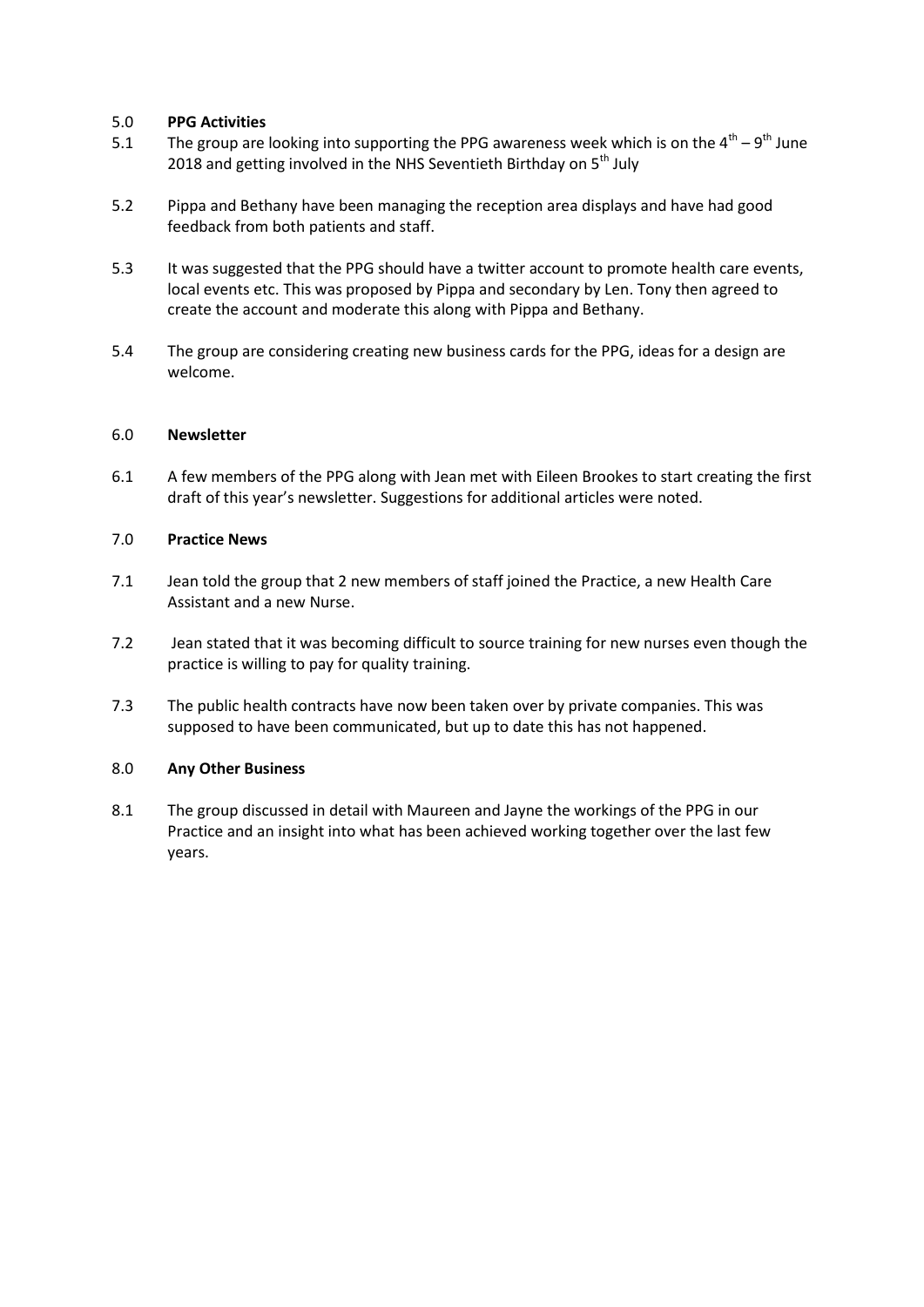## 5.0 **PPG Activities**

5.1 The group are looking into supporting the PPG awareness week which is on the 4th – 9th June 2018 and getting involved in the NHS Seventieth Birthday on 5th July

5.2 Pippa and Bethany have been managing the reception area displays and have had good feedback from both patients and staff.

5.3 It was suggested that the PPG should have a twitter account to promote health care events, local events etc. This was proposed by Pippa and secondary by Len. Tony then agreed to create the account and moderate this along with Pippa and Bethany.

5.4 The group are considering creating new business cards for the PPG, ideas for a design are welcome.

## 6.0 **Newsletter**

6.1 A few members of the PPG along with Jean met with Eileen Brookes to start creating the first draft of this year's newsletter. Suggestions for additional articles were noted.

## 7.0 **Practice News**

7.1 Jean told the group that 2 new members of staff joined the Practice, a new Health Care Assistant and a new Nurse.

7.2 Jean stated that it was becoming difficult to source training for new nurses even though the practice is willing to pay for quality training.

7.3 The public health contracts have now been taken over by private companies. This was supposed to have been communicated, but up to date this has not happened.

## 8.0 **Any Other Business**

8.1 The group discussed in detail with Maureen and Jayne the workings of the PPG in our Practice and an insight into what has been achieved working together over the last few years.